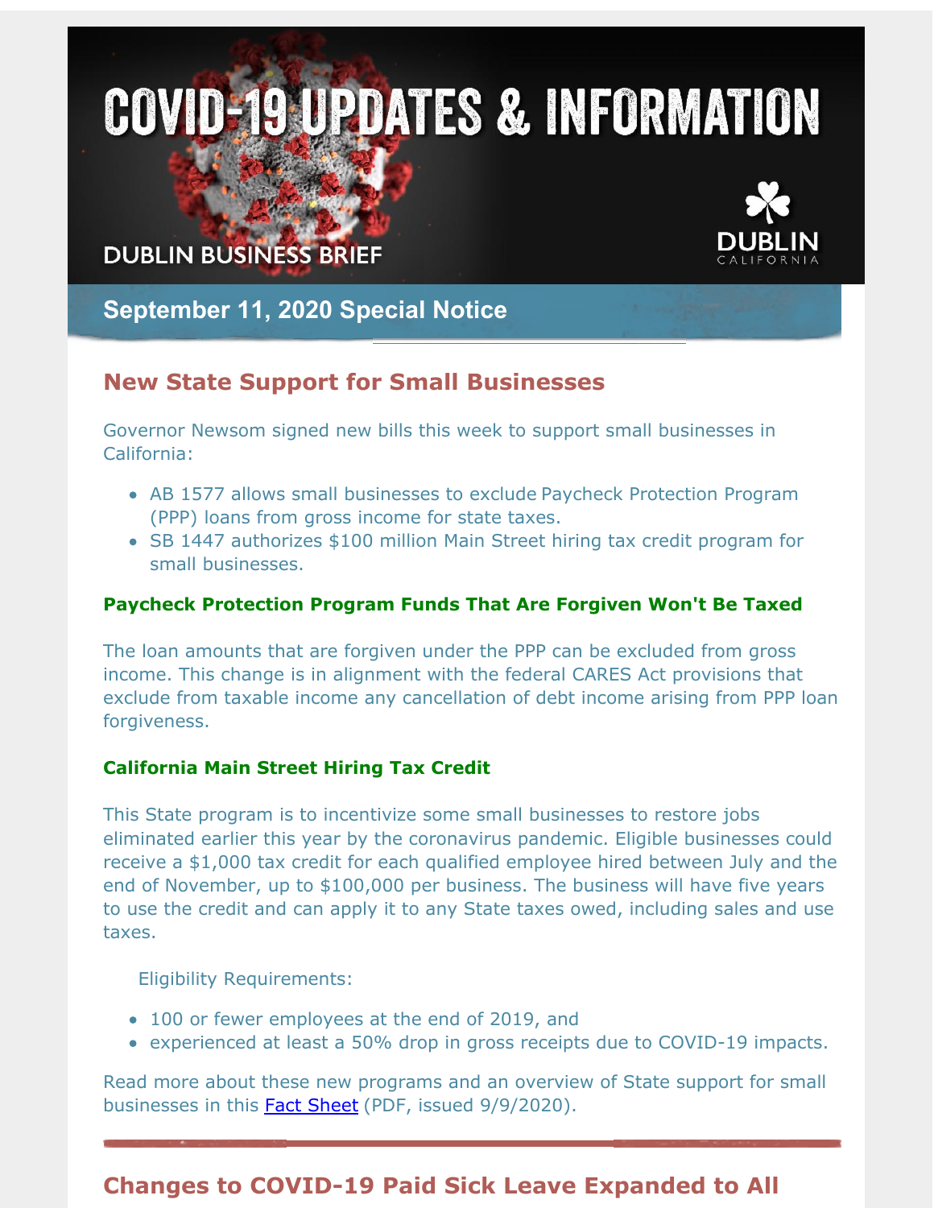# COVID-19 UPDATES & INFORMATION

DUBLIN BUSINESS BRIEF

DUBLIN CALIFORNIA

## September 11, 2020 Special Notice

## New State Support for Small Businesses

Governor Newsom signed new bills this week to support small businesses in California:

- AB 1577 allows small businesses to exclude Paycheck Protection Program (PPP) loans from gross income for state taxes.
- SB 1447 authorizes $100 million Main Street hiring tax credit program for small businesses.

### Paycheck Protection Program Funds That Are Forgiven Won't Be Taxed

The loan amounts that are forgiven under the PPP can be excluded from gross income. This change is in alignment with the federal CARES Act provisions that exclude from taxable income any cancellation of debt income arising from PPP loan forgiveness.

### California Main Street Hiring Tax Credit

This State program is to incentivize some small businesses to restore jobs eliminated earlier this year by the coronavirus pandemic. Eligible businesses could receive a $1,000 tax credit for each qualified employee hired between July and the end of November, up to $100,000 per business. The business will have five years to use the credit and can apply it to any State taxes owed, including sales and use taxes.

Eligibility Requirements:

- 100 or fewer employees at the end of 2019, and
- experienced at least a 50% drop in gross receipts due to COVID-19 impacts.

Read more about these new programs and an overview of State support for small businesses in this Fact Sheet (PDF, issued 9/9/2020).

## Changes to COVID-19 Paid Sick Leave Expanded to All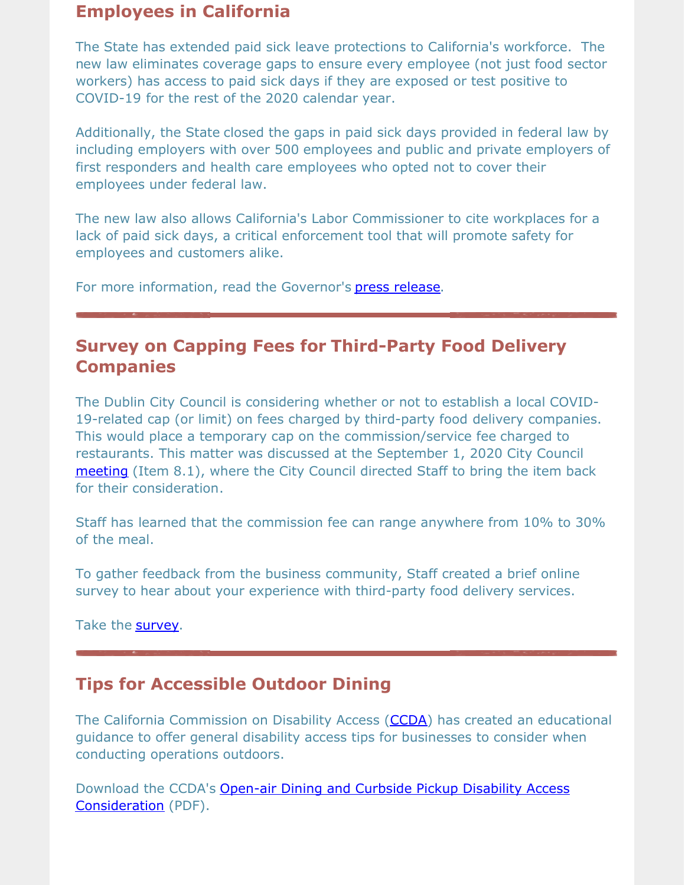## Employees in California

The State has extended paid sick leave protections to California's workforce. The new law eliminates coverage gaps to ensure every employee (not just food sector workers) has access to paid sick days if they are exposed or test positive to COVID-19 for the rest of the 2020 calendar year.

Additionally, the State closed the gaps in paid sick days provided in federal law by including employers with over 500 employees and public and private employers of first responders and health care employees who opted not to cover their employees under federal law.

The new law also allows California's Labor Commissioner to cite workplaces for a lack of paid sick days, a critical enforcement tool that will promote safety for employees and customers alike.

For more information, read the Governor's press release.

---

## Survey on Capping Fees for Third-Party Food Delivery Companies

The Dublin City Council is considering whether or not to establish a local COVID-19-related cap (or limit) on fees charged by third-party food delivery companies. This would place a temporary cap on the commission/service fee charged to restaurants. This matter was discussed at the September 1, 2020 City Council meeting (Item 8.1), where the City Council directed Staff to bring the item back for their consideration.

Staff has learned that the commission fee can range anywhere from 10% to 30% of the meal.

To gather feedback from the business community, Staff created a brief online survey to hear about your experience with third-party food delivery services.

Take the survey.

---

## Tips for Accessible Outdoor Dining

The California Commission on Disability Access (CCDA) has created an educational guidance to offer general disability access tips for businesses to consider when conducting operations outdoors.

Download the CCDA's Open-air Dining and Curbside Pickup Disability Access Consideration (PDF).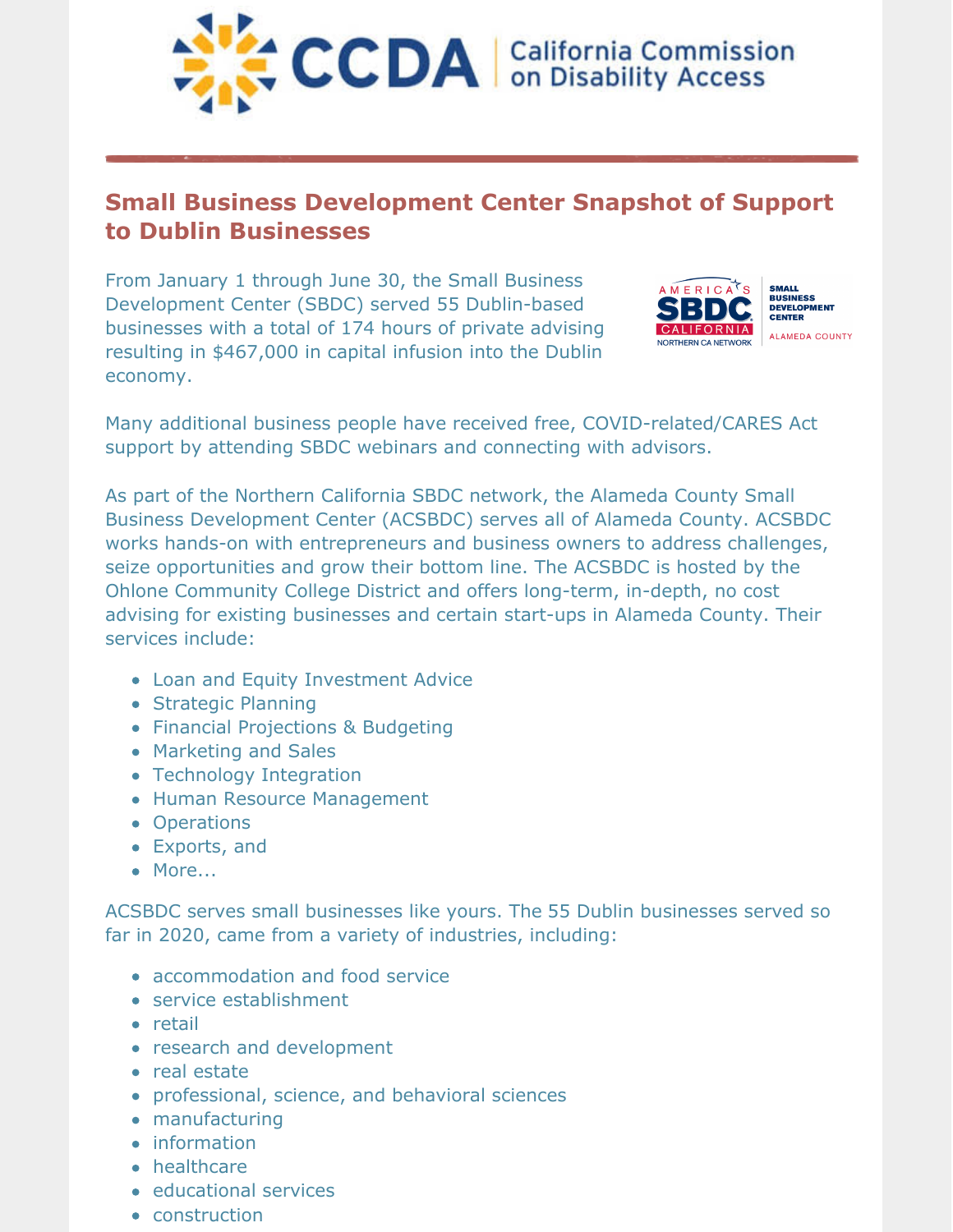## Small Business Development Center Snapshot of Support to Dublin Businesses

From January 1 through June 30, the Small Business Development Center (SBDC) served 55 Dublin-based businesses with a total of 174 hours of private advising resulting in $467,000 in capital infusion into the Dublin economy.

Many additional business people have received free, COVID-related/CARES Act support by attending SBDC webinars and connecting with advisors.

As part of the Northern California SBDC network, the Alameda County Small Business Development Center (ACSBDC) serves all of Alameda County. ACSBDC works hands-on with entrepreneurs and business owners to address challenges, seize opportunities and grow their bottom line. The ACSBDC is hosted by the Ohlone Community College District and offers long-term, in-depth, no cost advising for existing businesses and certain start-ups in Alameda County. Their services include:

- Loan and Equity Investment Advice
- Strategic Planning
- Financial Projections & Budgeting
- Marketing and Sales
- Technology Integration
- Human Resource Management
- Operations
- Exports, and
- More...

ACSBDC serves small businesses like yours. The 55 Dublin businesses served so far in 2020, came from a variety of industries, including:

- accommodation and food service
- service establishment
- retail
- research and development
- real estate
- professional, science, and behavioral sciences
- manufacturing
- information
- healthcare
- educational services
- construction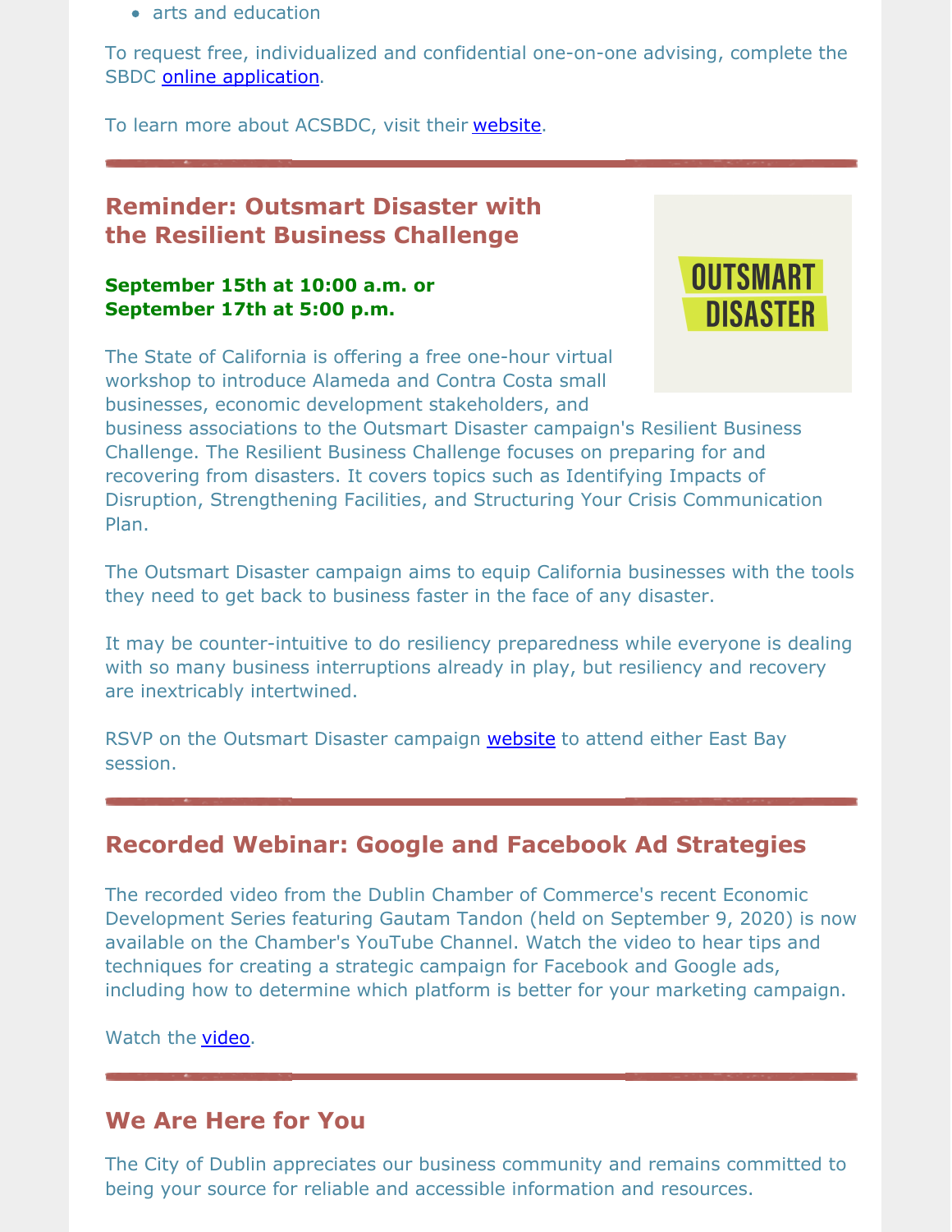- arts and education

To request free, individualized and confidential one-on-one advising, complete the SBDC online application.

To learn more about ACSBDC, visit their website.

## Reminder: Outsmart Disaster with the Resilient Business Challenge

**September 15th at 10:00 a.m. or September 17th at 5:00 p.m.**

The State of California is offering a free one-hour virtual workshop to introduce Alameda and Contra Costa small businesses, economic development stakeholders, and business associations to the Outsmart Disaster campaign's Resilient Business Challenge. The Resilient Business Challenge focuses on preparing for and recovering from disasters. It covers topics such as Identifying Impacts of Disruption, Strengthening Facilities, and Structuring Your Crisis Communication Plan.

The Outsmart Disaster campaign aims to equip California businesses with the tools they need to get back to business faster in the face of any disaster.

It may be counter-intuitive to do resiliency preparedness while everyone is dealing with so many business interruptions already in play, but resiliency and recovery are inextricably intertwined.

RSVP on the Outsmart Disaster campaign website to attend either East Bay session.

## Recorded Webinar: Google and Facebook Ad Strategies

The recorded video from the Dublin Chamber of Commerce's recent Economic Development Series featuring Gautam Tandon (held on September 9, 2020) is now available on the Chamber's YouTube Channel. Watch the video to hear tips and techniques for creating a strategic campaign for Facebook and Google ads, including how to determine which platform is better for your marketing campaign.

Watch the video.

## We Are Here for You

The City of Dublin appreciates our business community and remains committed to being your source for reliable and accessible information and resources.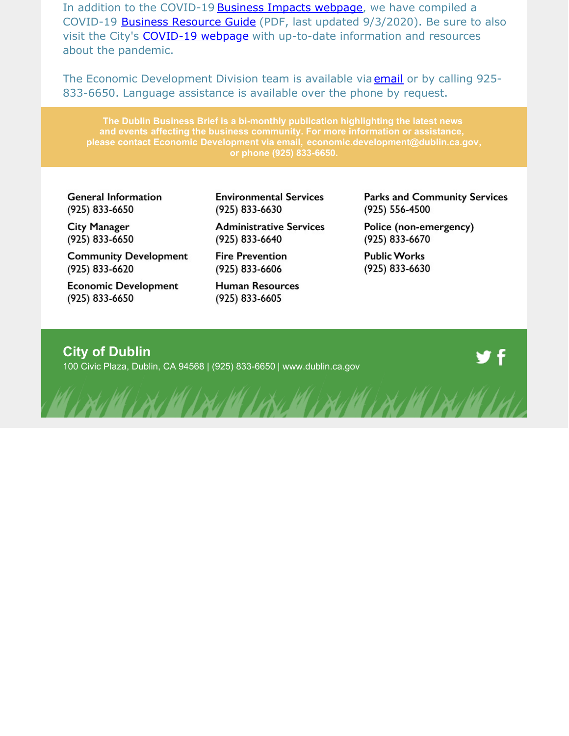In addition to the COVID-19 Business Impacts webpage, we have compiled a COVID-19 Business Resource Guide (PDF, last updated 9/3/2020). Be sure to also visit the City's COVID-19 webpage with up-to-date information and resources about the pandemic.

The Economic Development Division team is available via email or by calling 925-833-6650. Language assistance is available over the phone by request.

**The Dublin Business Brief is a bi-monthly publication highlighting the latest news and events affecting the business community. For more information or assistance, please contact Economic Development via email, economic.development@dublin.ca.gov, or phone (925) 833-6650.**

**General Information**
(925) 833-6650

**City Manager**
(925) 833-6650

**Community Development**
(925) 833-6620

**Economic Development**
(925) 833-6650

**Environmental Services**
(925) 833-6630

**Administrative Services**
(925) 833-6640

**Fire Prevention**
(925) 833-6606

**Human Resources**
(925) 833-6605

**Parks and Community Services**
(925) 556-4500

**Police (non-emergency)**
(925) 833-6670

**Public Works**
(925) 833-6630

**City of Dublin**
100 Civic Plaza, Dublin, CA 94568 | (925) 833-6650 | www.dublin.ca.gov